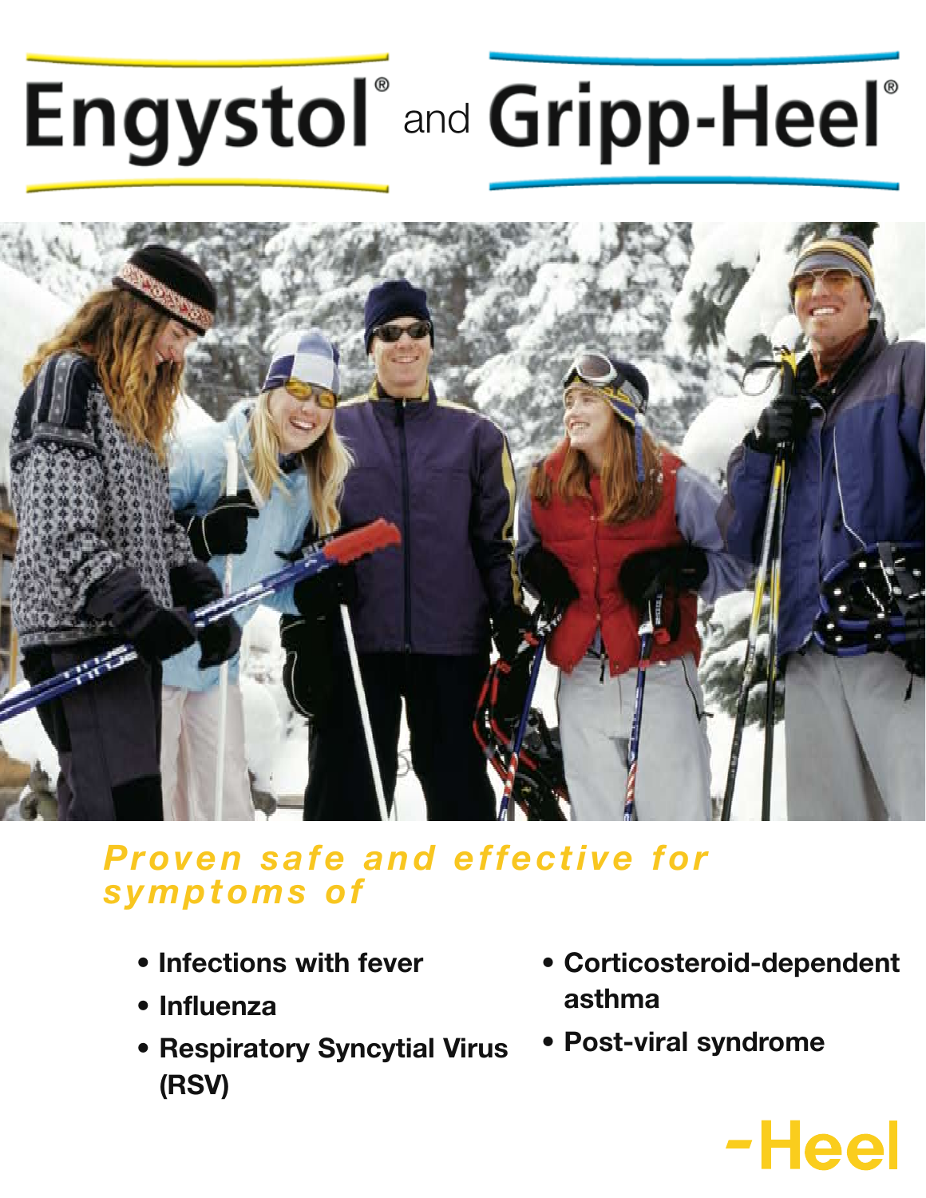# Engystol® and Gripp-Heel®

***Proven safe and effective for symptoms of***

- **Infections with fever**
- **Influenza**
- **Respiratory Syncytial Virus (RSV)**
- **Corticosteroid-dependent asthma**
- **Post-viral syndrome**

**-Heel**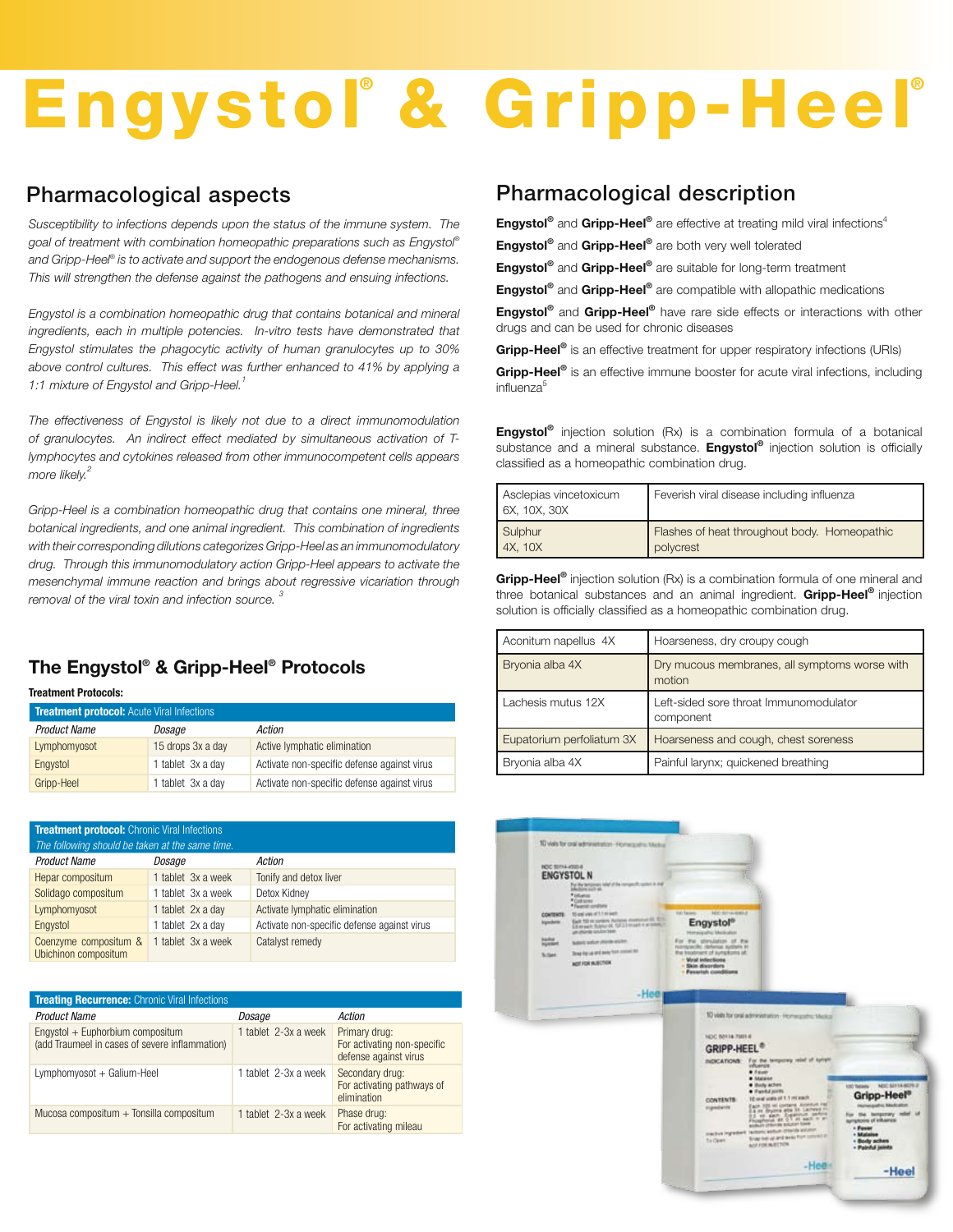# Engystol® & Gripp-Heel®

## Pharmacological aspects

*Susceptibility to infections depends upon the status of the immune system. The goal of treatment with combination homeopathic preparations such as Engystol® and Gripp-Heel® is to activate and support the endogenous defense mechanisms. This will strengthen the defense against the pathogens and ensuing infections.*

*Engystol is a combination homeopathic drug that contains botanical and mineral ingredients, each in multiple potencies. In-vitro tests have demonstrated that Engystol stimulates the phagocytic activity of human granulocytes up to 30% above control cultures. This effect was further enhanced to 41% by applying a 1:1 mixture of Engystol and Gripp-Heel.*[1]

*The effectiveness of Engystol is likely not due to a direct immunomodulation of granulocytes. An indirect effect mediated by simultaneous activation of T-lymphocytes and cytokines released from other immunocompetent cells appears more likely.*[2]

*Gripp-Heel is a combination homeopathic drug that contains one mineral, three botanical ingredients, and one animal ingredient. This combination of ingredients with their corresponding dilutions categorizes Gripp-Heel as an immunomodulatory drug. Through this immunomodulatory action Gripp-Heel appears to activate the mesenchymal immune reaction and brings about regressive vicariation through removal of the viral toxin and infection source.*[3]

## The Engystol® & Gripp-Heel® Protocols

**Treatment Protocols:**

**Treatment protocol:** Acute Viral Infections

| Product Name | Dosage | Action |
|---|---|---|
| Lymphomyosot | 15 drops 3x a day | Active lymphatic elimination |
| Engystol | 1 tablet 3x a day | Activate non-specific defense against virus |
| Gripp-Heel | 1 tablet 3x a day | Activate non-specific defense against virus |

**Treatment protocol:** Chronic Viral Infections
*The following should be taken at the same time.*

| Product Name | Dosage | Action |
|---|---|---|
| Hepar compositum | 1 tablet 3x a week | Tonify and detox liver |
| Solidago compositum | 1 tablet 3x a week | Detox Kidney |
| Lymphomyosot | 1 tablet 2x a day | Activate lymphatic elimination |
| Engystol | 1 tablet 2x a day | Activate non-specific defense against virus |
| Coenzyme compositum & Ubichinon compositum | 1 tablet 3x a week | Catalyst remedy |

**Treating Recurrence:** Chronic Viral Infections

| Product Name | Dosage | Action |
|---|---|---|
| Engystol + Euphorbium compositum (add Traumeel in cases of severe inflammation) | 1 tablet 2-3x a week | Primary drug: For activating non-specific defense against virus |
| Lymphomyosot + Galium-Heel | 1 tablet 2-3x a week | Secondary drug: For activating pathways of elimination |
| Mucosa compositum + Tonsilla compositum | 1 tablet 2-3x a week | Phase drug: For activating mileau |

## Pharmacological description

**Engystol®** and **Gripp-Heel®** are effective at treating mild viral infections[4]

**Engystol®** and **Gripp-Heel®** are both very well tolerated

**Engystol®** and **Gripp-Heel®** are suitable for long-term treatment

**Engystol®** and **Gripp-Heel®** are compatible with allopathic medications

**Engystol®** and **Gripp-Heel®** have rare side effects or interactions with other drugs and can be used for chronic diseases

**Gripp-Heel®** is an effective treatment for upper respiratory infections (URIs)

**Gripp-Heel®** is an effective immune booster for acute viral infections, including influenza[5]

**Engystol®** injection solution (Rx) is a combination formula of a botanical substance and a mineral substance. **Engystol®** injection solution is officially classified as a homeopathic combination drug.

| Ingredient | Indication |
|---|---|
| Asclepias vincetoxicum 6X, 10X, 30X | Feverish viral disease including influenza |
| Sulphur 4X, 10X | Flashes of heat throughout body. Homeopathic polycrest |

**Gripp-Heel®** injection solution (Rx) is a combination formula of one mineral and three botanical substances and an animal ingredient. **Gripp-Heel®** injection solution is officially classified as a homeopathic combination drug.

| Ingredient | Indication |
|---|---|
| Aconitum napellus 4X | Hoarseness, dry croupy cough |
| Bryonia alba 4X | Dry mucous membranes, all symptoms worse with motion |
| Lachesis mutus 12X | Left-sided sore throat Immunomodulator component |
| Eupatorium perfoliatum 3X | Hoarseness and cough, chest soreness |
| Bryonia alba 4X | Painful larynx; quickened breathing |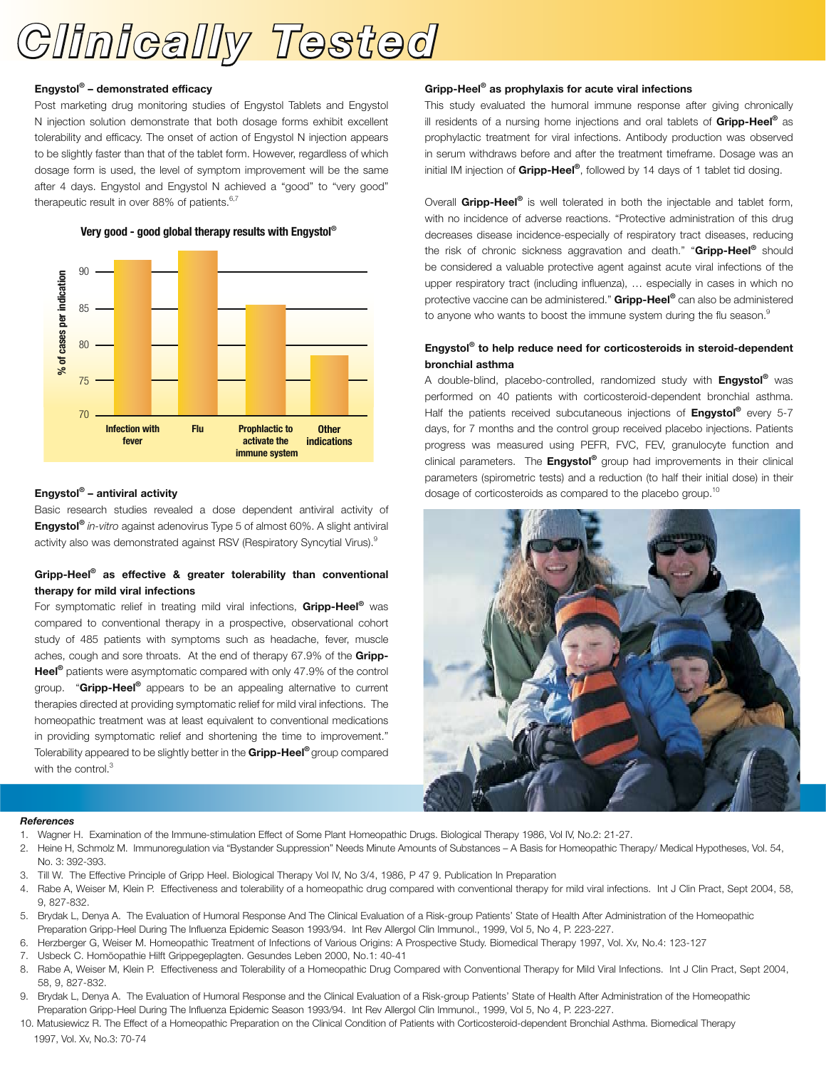# Clinically Tested

### Engystol® – demonstrated efficacy

Post marketing drug monitoring studies of Engystol Tablets and Engystol N injection solution demonstrate that both dosage forms exhibit excellent tolerability and efficacy. The onset of action of Engystol N injection appears to be slightly faster than that of the tablet form. However, regardless of which dosage form is used, the level of symptom improvement will be the same after 4 days. Engystol and Engystol N achieved a "good" to "very good" therapeutic result in over 88% of patients.[6,7]

**Very good - good global therapy results with Engystol®**

% of cases per indication

90
85
80
75
70

Infection with fever
Flu
Prophlactic to activate the immune system
Other indications

### Engystol® – antiviral activity

Basic research studies revealed a dose dependent antiviral activity of **Engystol®** *in-vitro* against adenovirus Type 5 of almost 60%. A slight antiviral activity also was demonstrated against RSV (Respiratory Syncytial Virus).[9]

### Gripp-Heel® as effective & greater tolerability than conventional therapy for mild viral infections

For symptomatic relief in treating mild viral infections, **Gripp-Heel®** was compared to conventional therapy in a prospective, observational cohort study of 485 patients with symptoms such as headache, fever, muscle aches, cough and sore throats. At the end of therapy 67.9% of the **Gripp-Heel®** patients were asymptomatic compared with only 47.9% of the control group. "**Gripp-Heel®** appears to be an appealing alternative to current therapies directed at providing symptomatic relief for mild viral infections. The homeopathic treatment was at least equivalent to conventional medications in providing symptomatic relief and shortening the time to improvement." Tolerability appeared to be slightly better in the **Gripp-Heel®** group compared with the control.[3]

### Gripp-Heel® as prophylaxis for acute viral infections

This study evaluated the humoral immune response after giving chronically ill residents of a nursing home injections and oral tablets of **Gripp-Heel®** as prophylactic treatment for viral infections. Antibody production was observed in serum withdraws before and after the treatment timeframe. Dosage was an initial IM injection of **Gripp-Heel®**, followed by 14 days of 1 tablet tid dosing.

Overall **Gripp-Heel®** is well tolerated in both the injectable and tablet form, with no incidence of adverse reactions. "Protective administration of this drug decreases disease incidence-especially of respiratory tract diseases, reducing the risk of chronic sickness aggravation and death." "**Gripp-Heel®** should be considered a valuable protective agent against acute viral infections of the upper respiratory tract (including influenza), … especially in cases in which no protective vaccine can be administered." **Gripp-Heel®** can also be administered to anyone who wants to boost the immune system during the flu season.[9]

### Engystol® to help reduce need for corticosteroids in steroid-dependent bronchial asthma

A double-blind, placebo-controlled, randomized study with **Engystol®** was performed on 40 patients with corticosteroid-dependent bronchial asthma. Half the patients received subcutaneous injections of **Engystol®** every 5-7 days, for 7 months and the control group received placebo injections. Patients progress was measured using PEFR, FVC, FEV, granulocyte function and clinical parameters. The **Engystol®** group had improvements in their clinical parameters (spirometric tests) and a reduction (to half their initial dose) in their dosage of corticosteroids as compared to the placebo group.[10]

#### References

1. Wagner H. Examination of the Immune-stimulation Effect of Some Plant Homeopathic Drugs. Biological Therapy 1986, Vol IV, No.2: 21-27.
2. Heine H, Schmolz M. Immunoregulation via "Bystander Suppression" Needs Minute Amounts of Substances – A Basis for Homeopathic Therapy/ Medical Hypotheses, Vol. 54, No. 3: 392-393.
3. Till W. The Effective Principle of Gripp Heel. Biological Therapy Vol IV, No 3/4, 1986, P 47 9. Publication In Preparation
4. Rabe A, Weiser M, Klein P. Effectiveness and tolerability of a homeopathic drug compared with conventional therapy for mild viral infections. Int J Clin Pract, Sept 2004, 58, 9, 827-832.
5. Brydak L, Denya A. The Evaluation of Humoral Response And The Clinical Evaluation of a Risk-group Patients' State of Health After Administration of the Homeopathic Preparation Gripp-Heel During The Influenza Epidemic Season 1993/94. Int Rev Allergol Clin Immunol., 1999, Vol 5, No 4, P. 223-227.
6. Herzberger G, Weiser M. Homeopathic Treatment of Infections of Various Origins: A Prospective Study. Biomedical Therapy 1997, Vol. Xv, No.4: 123-127
7. Usbeck C. Homöopathie Hilft Grippegeplagten. Gesundes Leben 2000, No.1: 40-41
8. Rabe A, Weiser M, Klein P. Effectiveness and Tolerability of a Homeopathic Drug Compared with Conventional Therapy for Mild Viral Infections. Int J Clin Pract, Sept 2004, 58, 9, 827-832.
9. Brydak L, Denya A. The Evaluation of Humoral Response and the Clinical Evaluation of a Risk-group Patients' State of Health After Administration of the Homeopathic Preparation Gripp-Heel During The Influenza Epidemic Season 1993/94. Int Rev Allergol Clin Immunol., 1999, Vol 5, No 4, P. 223-227.
10. Matusiewicz R. The Effect of a Homeopathic Preparation on the Clinical Condition of Patients with Corticosteroid-dependent Bronchial Asthma. Biomedical Therapy 1997, Vol. Xv, No.3: 70-74